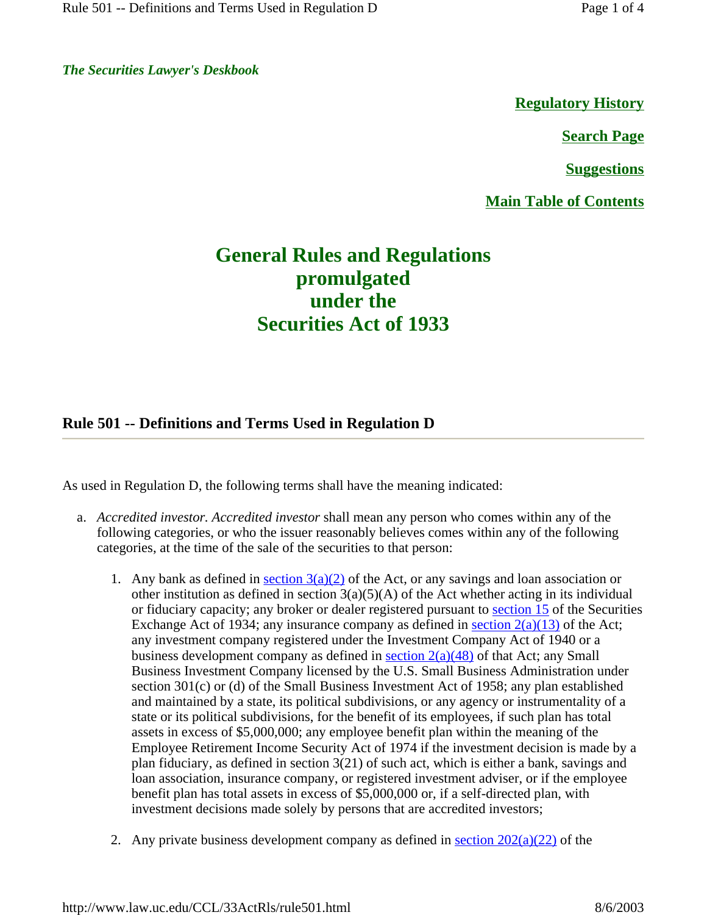*The Securities Lawyer's Deskbook*

**Regulatory History**

**Search Page**

**Suggestions**

**Main Table of Contents**

# General Rules and Regulations promulgated under the Securities Act of 1933

## Rule 501 -- Definitions and Terms Used in Regulation D

As used in Regulation D, the following terms shall have the meaning indicated:

a. *Accredited investor. Accredited investor* shall mean any person who comes within any of the following categories, or who the issuer reasonably believes comes within any of the following categories, at the time of the sale of the securities to that person:

1. Any bank as defined in section 3(a)(2) of the Act, or any savings and loan association or other institution as defined in section 3(a)(5)(A) of the Act whether acting in its individual or fiduciary capacity; any broker or dealer registered pursuant to section 15 of the Securities Exchange Act of 1934; any insurance company as defined in section 2(a)(13) of the Act; any investment company registered under the Investment Company Act of 1940 or a business development company as defined in section 2(a)(48) of that Act; any Small Business Investment Company licensed by the U.S. Small Business Administration under section 301(c) or (d) of the Small Business Investment Act of 1958; any plan established and maintained by a state, its political subdivisions, or any agency or instrumentality of a state or its political subdivisions, for the benefit of its employees, if such plan has total assets in excess of $5,000,000; any employee benefit plan within the meaning of the Employee Retirement Income Security Act of 1974 if the investment decision is made by a plan fiduciary, as defined in section 3(21) of such act, which is either a bank, savings and loan association, insurance company, or registered investment adviser, or if the employee benefit plan has total assets in excess of $5,000,000 or, if a self-directed plan, with investment decisions made solely by persons that are accredited investors;

2. Any private business development company as defined in section 202(a)(22) of the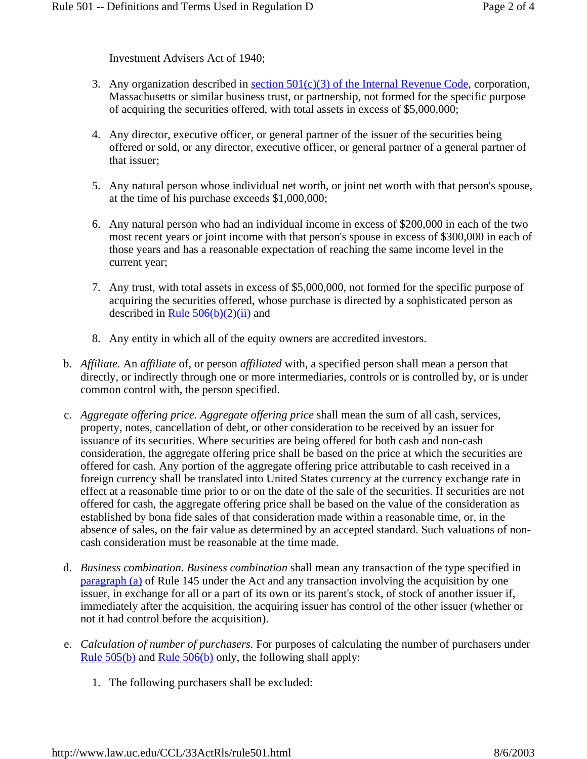Investment Advisers Act of 1940;

3. Any organization described in [section 501(c)(3) of the Internal Revenue Code](), corporation, Massachusetts or similar business trust, or partnership, not formed for the specific purpose of acquiring the securities offered, with total assets in excess of $5,000,000;

4. Any director, executive officer, or general partner of the issuer of the securities being offered or sold, or any director, executive officer, or general partner of a general partner of that issuer;

5. Any natural person whose individual net worth, or joint net worth with that person's spouse, at the time of his purchase exceeds $1,000,000;

6. Any natural person who had an individual income in excess of $200,000 in each of the two most recent years or joint income with that person's spouse in excess of $300,000 in each of those years and has a reasonable expectation of reaching the same income level in the current year;

7. Any trust, with total assets in excess of $5,000,000, not formed for the specific purpose of acquiring the securities offered, whose purchase is directed by a sophisticated person as described in Rule 506(b)(2)(ii) and

8. Any entity in which all of the equity owners are accredited investors.

b. *Affiliate.* An *affiliate* of, or person *affiliated* with, a specified person shall mean a person that directly, or indirectly through one or more intermediaries, controls or is controlled by, or is under common control with, the person specified.

c. *Aggregate offering price. Aggregate offering price* shall mean the sum of all cash, services, property, notes, cancellation of debt, or other consideration to be received by an issuer for issuance of its securities. Where securities are being offered for both cash and non-cash consideration, the aggregate offering price shall be based on the price at which the securities are offered for cash. Any portion of the aggregate offering price attributable to cash received in a foreign currency shall be translated into United States currency at the currency exchange rate in effect at a reasonable time prior to or on the date of the sale of the securities. If securities are not offered for cash, the aggregate offering price shall be based on the value of the consideration as established by bona fide sales of that consideration made within a reasonable time, or, in the absence of sales, on the fair value as determined by an accepted standard. Such valuations of non-cash consideration must be reasonable at the time made.

d. *Business combination. Business combination* shall mean any transaction of the type specified in paragraph (a) of Rule 145 under the Act and any transaction involving the acquisition by one issuer, in exchange for all or a part of its own or its parent's stock, of stock of another issuer if, immediately after the acquisition, the acquiring issuer has control of the other issuer (whether or not it had control before the acquisition).

e. *Calculation of number of purchasers.* For purposes of calculating the number of purchasers under Rule 505(b) and Rule 506(b) only, the following shall apply:

   1. The following purchasers shall be excluded: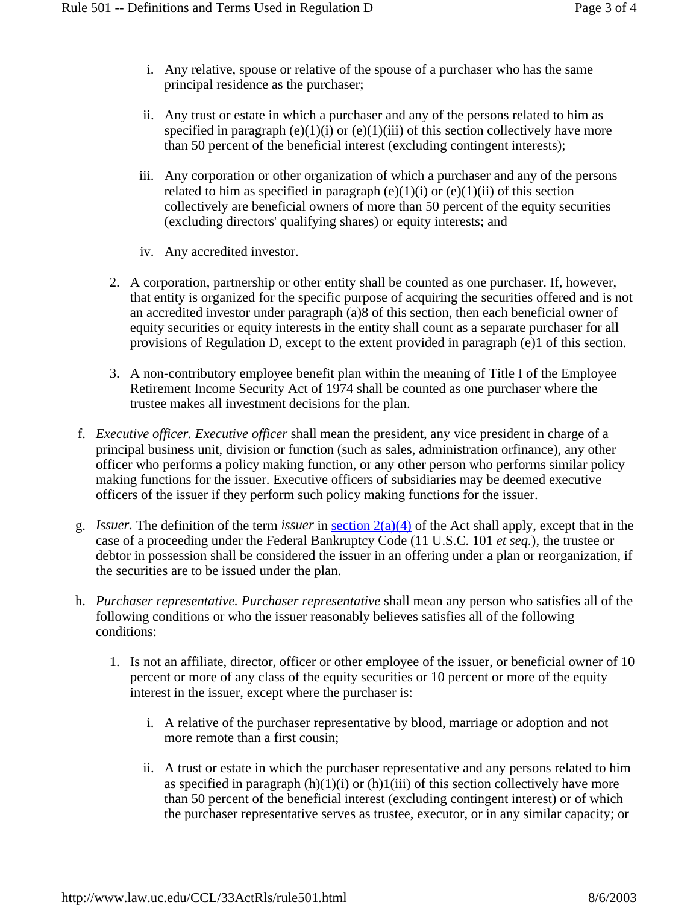i. Any relative, spouse or relative of the spouse of a purchaser who has the same principal residence as the purchaser;

   ii. Any trust or estate in which a purchaser and any of the persons related to him as specified in paragraph (e)(1)(i) or (e)(1)(iii) of this section collectively have more than 50 percent of the beneficial interest (excluding contingent interests);

   iii. Any corporation or other organization of which a purchaser and any of the persons related to him as specified in paragraph (e)(1)(i) or (e)(1)(ii) of this section collectively are beneficial owners of more than 50 percent of the equity securities (excluding directors' qualifying shares) or equity interests; and

   iv. Any accredited investor.

2. A corporation, partnership or other entity shall be counted as one purchaser. If, however, that entity is organized for the specific purpose of acquiring the securities offered and is not an accredited investor under paragraph (a)8 of this section, then each beneficial owner of equity securities or equity interests in the entity shall count as a separate purchaser for all provisions of Regulation D, except to the extent provided in paragraph (e)1 of this section.

3. A non-contributory employee benefit plan within the meaning of Title I of the Employee Retirement Income Security Act of 1974 shall be counted as one purchaser where the trustee makes all investment decisions for the plan.

f. *Executive officer. Executive officer* shall mean the president, any vice president in charge of a principal business unit, division or function (such as sales, administration orfinance), any other officer who performs a policy making function, or any other person who performs similar policy making functions for the issuer. Executive officers of subsidiaries may be deemed executive officers of the issuer if they perform such policy making functions for the issuer.

g. *Issuer.* The definition of the term *issuer* in [section 2(a)(4)](section 2(a)(4)) of the Act shall apply, except that in the case of a proceeding under the Federal Bankruptcy Code (11 U.S.C. 101 *et seq.*), the trustee or debtor in possession shall be considered the issuer in an offering under a plan or reorganization, if the securities are to be issued under the plan.

h. *Purchaser representative. Purchaser representative* shall mean any person who satisfies all of the following conditions or who the issuer reasonably believes satisfies all of the following conditions:

1. Is not an affiliate, director, officer or other employee of the issuer, or beneficial owner of 10 percent or more of any class of the equity securities or 10 percent or more of the equity interest in the issuer, except where the purchaser is:

   i. A relative of the purchaser representative by blood, marriage or adoption and not more remote than a first cousin;

   ii. A trust or estate in which the purchaser representative and any persons related to him as specified in paragraph (h)(1)(i) or (h)1(iii) of this section collectively have more than 50 percent of the beneficial interest (excluding contingent interest) or of which the purchaser representative serves as trustee, executor, or in any similar capacity; or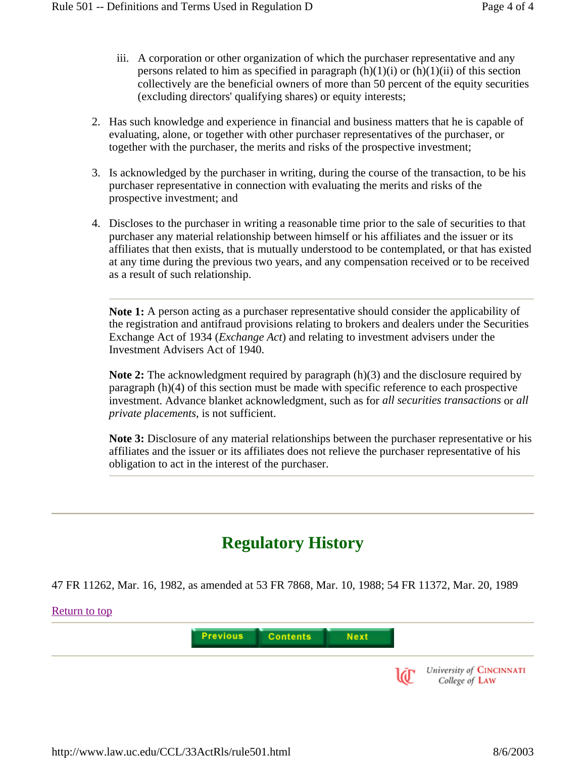iii. A corporation or other organization of which the purchaser representative and any persons related to him as specified in paragraph (h)(1)(i) or (h)(1)(ii) of this section collectively are the beneficial owners of more than 50 percent of the equity securities (excluding directors' qualifying shares) or equity interests;

2. Has such knowledge and experience in financial and business matters that he is capable of evaluating, alone, or together with other purchaser representatives of the purchaser, or together with the purchaser, the merits and risks of the prospective investment;

3. Is acknowledged by the purchaser in writing, during the course of the transaction, to be his purchaser representative in connection with evaluating the merits and risks of the prospective investment; and

4. Discloses to the purchaser in writing a reasonable time prior to the sale of securities to that purchaser any material relationship between himself or his affiliates and the issuer or its affiliates that then exists, that is mutually understood to be contemplated, or that has existed at any time during the previous two years, and any compensation received or to be received as a result of such relationship.

---

**Note 1:** A person acting as a purchaser representative should consider the applicability of the registration and antifraud provisions relating to brokers and dealers under the Securities Exchange Act of 1934 (*Exchange Act*) and relating to investment advisers under the Investment Advisers Act of 1940.

**Note 2:** The acknowledgment required by paragraph (h)(3) and the disclosure required by paragraph (h)(4) of this section must be made with specific reference to each prospective investment. Advance blanket acknowledgment, such as for *all securities transactions* or *all private placements*, is not sufficient.

**Note 3:** Disclosure of any material relationships between the purchaser representative or his affiliates and the issuer or its affiliates does not relieve the purchaser representative of his obligation to act in the interest of the purchaser.

---

## Regulatory History

47 FR 11262, Mar. 16, 1982, as amended at 53 FR 7868, Mar. 10, 1988; 54 FR 11372, Mar. 20, 1989

Return to top

Previous | Contents | Next

University of CINCINNATI College of LAW